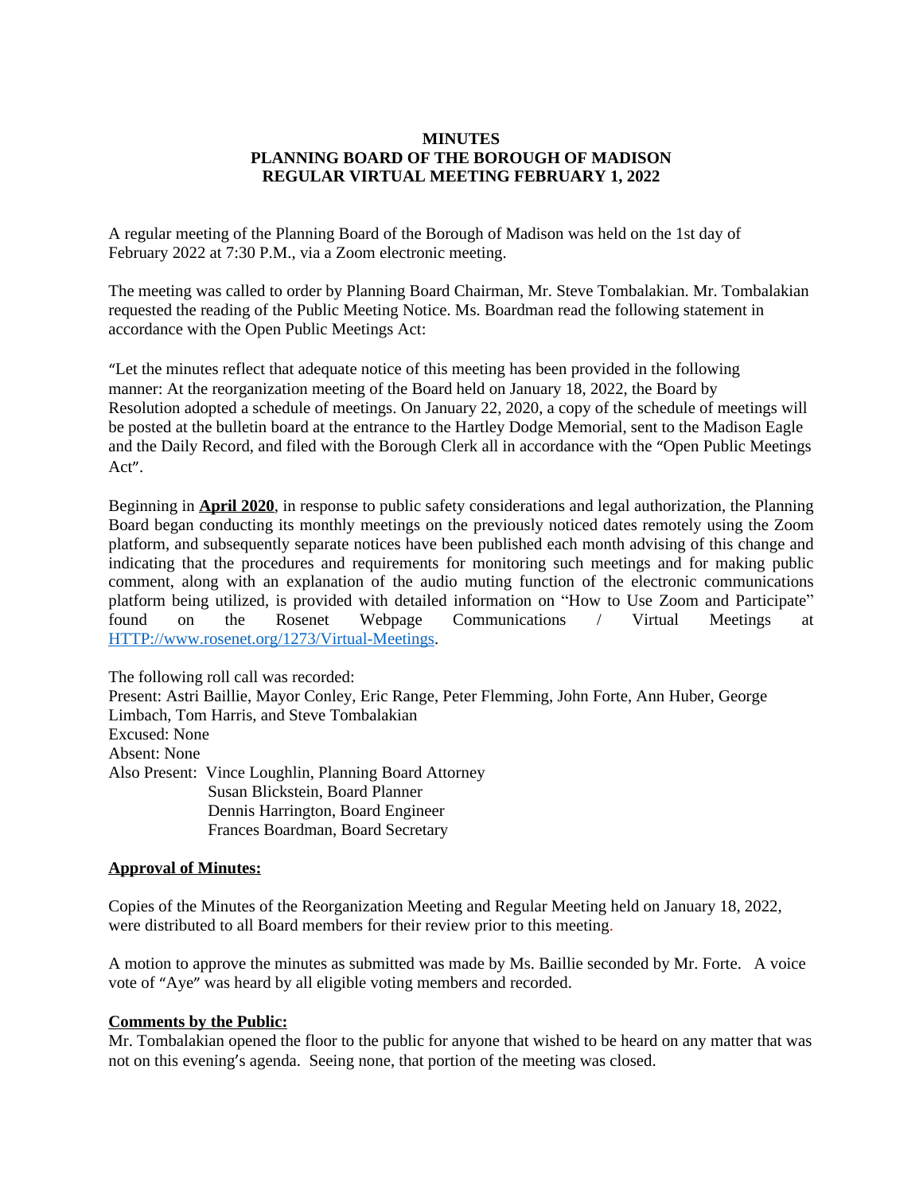**MINUTES**
**PLANNING BOARD OF THE BOROUGH OF MADISON**
**REGULAR VIRTUAL MEETING FEBRUARY 1, 2022**

A regular meeting of the Planning Board of the Borough of Madison was held on the 1st day of February 2022 at 7:30 P.M., via a Zoom electronic meeting.

The meeting was called to order by Planning Board Chairman, Mr. Steve Tombalakian. Mr. Tombalakian requested the reading of the Public Meeting Notice. Ms. Boardman read the following statement in accordance with the Open Public Meetings Act:

"Let the minutes reflect that adequate notice of this meeting has been provided in the following manner: At the reorganization meeting of the Board held on January 18, 2022, the Board by Resolution adopted a schedule of meetings. On January 22, 2020, a copy of the schedule of meetings will be posted at the bulletin board at the entrance to the Hartley Dodge Memorial, sent to the Madison Eagle and the Daily Record, and filed with the Borough Clerk all in accordance with the "Open Public Meetings Act".

Beginning in **April 2020**, in response to public safety considerations and legal authorization, the Planning Board began conducting its monthly meetings on the previously noticed dates remotely using the Zoom platform, and subsequently separate notices have been published each month advising of this change and indicating that the procedures and requirements for monitoring such meetings and for making public comment, along with an explanation of the audio muting function of the electronic communications platform being utilized, is provided with detailed information on "How to Use Zoom and Participate" found on the Rosenet Webpage Communications / Virtual Meetings at HTTP://www.rosenet.org/1273/Virtual-Meetings.

The following roll call was recorded:
Present: Astri Baillie, Mayor Conley, Eric Range, Peter Flemming, John Forte, Ann Huber, George Limbach, Tom Harris, and Steve Tombalakian
Excused: None
Absent: None
Also Present: Vince Loughlin, Planning Board Attorney
Susan Blickstein, Board Planner
Dennis Harrington, Board Engineer
Frances Boardman, Board Secretary

**Approval of Minutes:**

Copies of the Minutes of the Reorganization Meeting and Regular Meeting held on January 18, 2022, were distributed to all Board members for their review prior to this meeting.

A motion to approve the minutes as submitted was made by Ms. Baillie seconded by Mr. Forte. A voice vote of "Aye" was heard by all eligible voting members and recorded.

**Comments by the Public:**
Mr. Tombalakian opened the floor to the public for anyone that wished to be heard on any matter that was not on this evening's agenda. Seeing none, that portion of the meeting was closed.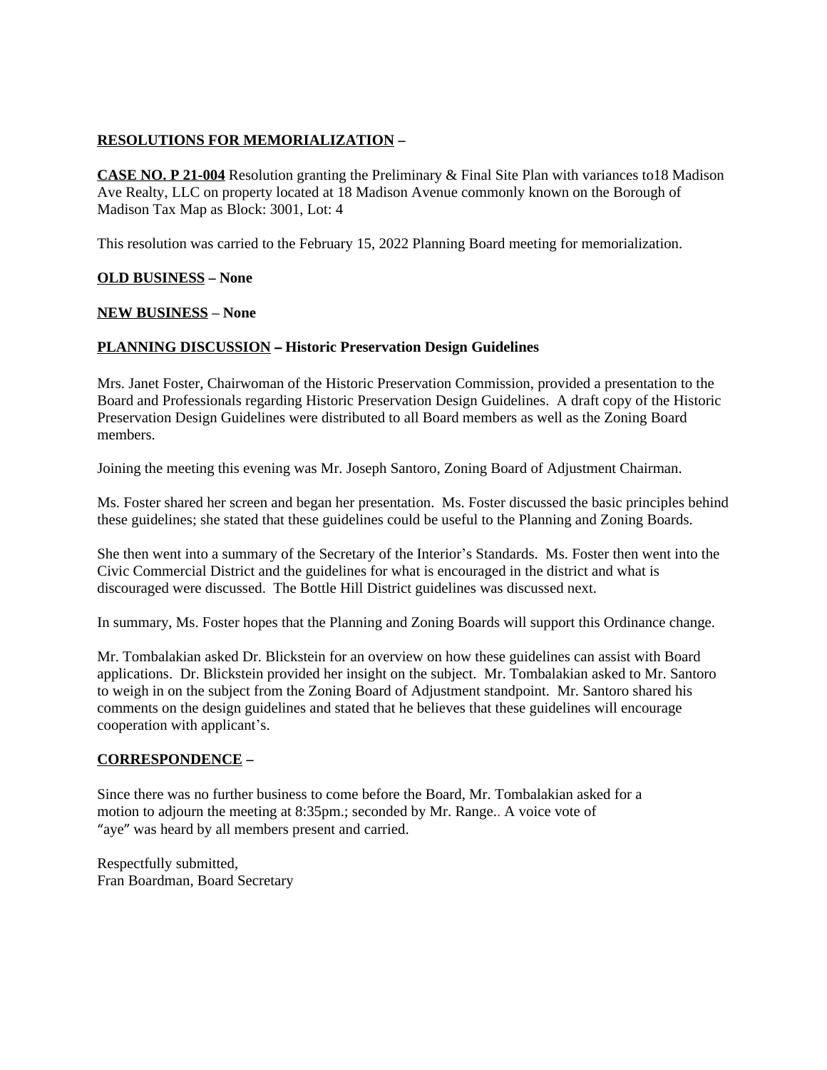**RESOLUTIONS FOR MEMORIALIZATION** –

**CASE NO. P 21-004** Resolution granting the Preliminary & Final Site Plan with variances to18 Madison Ave Realty, LLC on property located at 18 Madison Avenue commonly known on the Borough of Madison Tax Map as Block: 3001, Lot: 4

This resolution was carried to the February 15, 2022 Planning Board meeting for memorialization.

**OLD BUSINESS – None**

**NEW BUSINESS – None**

**PLANNING DISCUSSION – Historic Preservation Design Guidelines**

Mrs. Janet Foster, Chairwoman of the Historic Preservation Commission, provided a presentation to the Board and Professionals regarding Historic Preservation Design Guidelines. A draft copy of the Historic Preservation Design Guidelines were distributed to all Board members as well as the Zoning Board members.

Joining the meeting this evening was Mr. Joseph Santoro, Zoning Board of Adjustment Chairman.

Ms. Foster shared her screen and began her presentation. Ms. Foster discussed the basic principles behind these guidelines; she stated that these guidelines could be useful to the Planning and Zoning Boards.

She then went into a summary of the Secretary of the Interior's Standards. Ms. Foster then went into the Civic Commercial District and the guidelines for what is encouraged in the district and what is discouraged were discussed. The Bottle Hill District guidelines was discussed next.

In summary, Ms. Foster hopes that the Planning and Zoning Boards will support this Ordinance change.

Mr. Tombalakian asked Dr. Blickstein for an overview on how these guidelines can assist with Board applications. Dr. Blickstein provided her insight on the subject. Mr. Tombalakian asked to Mr. Santoro to weigh in on the subject from the Zoning Board of Adjustment standpoint. Mr. Santoro shared his comments on the design guidelines and stated that he believes that these guidelines will encourage cooperation with applicant's.

**CORRESPONDENCE** –

Since there was no further business to come before the Board, Mr. Tombalakian asked for a motion to adjourn the meeting at 8:35pm.; seconded by Mr. Range.. A voice vote of "aye" was heard by all members present and carried.

Respectfully submitted,
Fran Boardman, Board Secretary